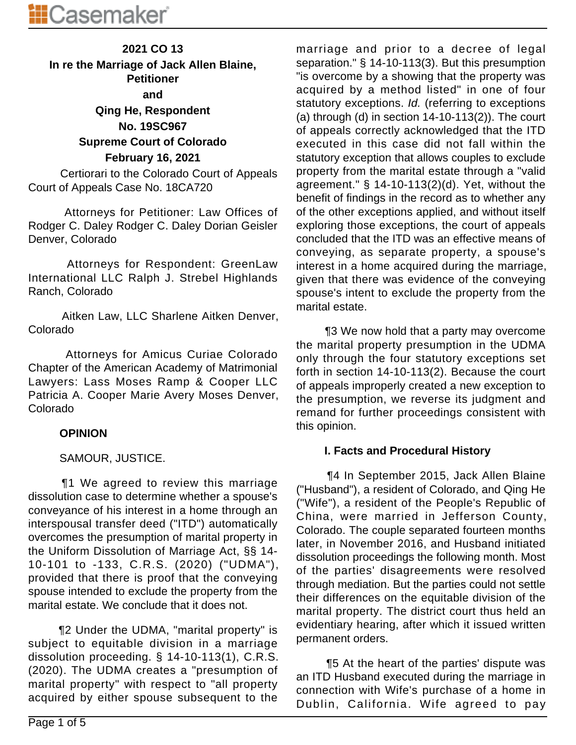**2021 CO 13**

**In re the Marriage of Jack Allen Blaine, Petitioner**

**and**

**Qing He, Respondent**

**No. 19SC967**

**Supreme Court of Colorado**

**February 16, 2021**

Certiorari to the Colorado Court of Appeals Court of Appeals Case No. 18CA720

Attorneys for Petitioner: Law Offices of Rodger C. Daley Rodger C. Daley Dorian Geisler Denver, Colorado

Attorneys for Respondent: GreenLaw International LLC Ralph J. Strebel Highlands Ranch, Colorado

Aitken Law, LLC Sharlene Aitken Denver, Colorado

Attorneys for Amicus Curiae Colorado Chapter of the American Academy of Matrimonial Lawyers: Lass Moses Ramp & Cooper LLC Patricia A. Cooper Marie Avery Moses Denver, Colorado

**OPINION**

SAMOUR, JUSTICE.

¶1 We agreed to review this marriage dissolution case to determine whether a spouse's conveyance of his interest in a home through an interspousal transfer deed ("ITD") automatically overcomes the presumption of marital property in the Uniform Dissolution of Marriage Act, §§ 14-10-101 to -133, C.R.S. (2020) ("UDMA"), provided that there is proof that the conveying spouse intended to exclude the property from the marital estate. We conclude that it does not.

¶2 Under the UDMA, "marital property" is subject to equitable division in a marriage dissolution proceeding. § 14-10-113(1), C.R.S. (2020). The UDMA creates a "presumption of marital property" with respect to "all property acquired by either spouse subsequent to the marriage and prior to a decree of legal separation." § 14-10-113(3). But this presumption "is overcome by a showing that the property was acquired by a method listed" in one of four statutory exceptions. *Id.* (referring to exceptions (a) through (d) in section 14-10-113(2)). The court of appeals correctly acknowledged that the ITD executed in this case did not fall within the statutory exception that allows couples to exclude property from the marital estate through a "valid agreement." § 14-10-113(2)(d). Yet, without the benefit of findings in the record as to whether any of the other exceptions applied, and without itself exploring those exceptions, the court of appeals concluded that the ITD was an effective means of conveying, as separate property, a spouse's interest in a home acquired during the marriage, given that there was evidence of the conveying spouse's intent to exclude the property from the marital estate.

¶3 We now hold that a party may overcome the marital property presumption in the UDMA only through the four statutory exceptions set forth in section 14-10-113(2). Because the court of appeals improperly created a new exception to the presumption, we reverse its judgment and remand for further proceedings consistent with this opinion.

## I. Facts and Procedural History

¶4 In September 2015, Jack Allen Blaine ("Husband"), a resident of Colorado, and Qing He ("Wife"), a resident of the People's Republic of China, were married in Jefferson County, Colorado. The couple separated fourteen months later, in November 2016, and Husband initiated dissolution proceedings the following month. Most of the parties' disagreements were resolved through mediation. But the parties could not settle their differences on the equitable division of the marital property. The district court thus held an evidentiary hearing, after which it issued written permanent orders.

¶5 At the heart of the parties' dispute was an ITD Husband executed during the marriage in connection with Wife's purchase of a home in Dublin, California. Wife agreed to pay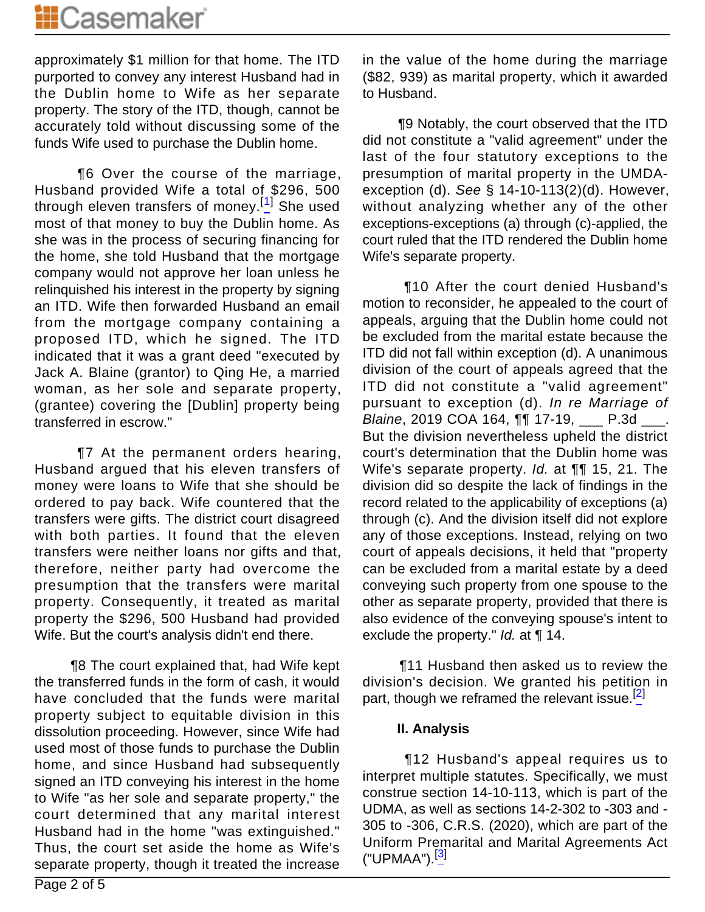approximately $1 million for that home. The ITD purported to convey any interest Husband had in the Dublin home to Wife as her separate property. The story of the ITD, though, cannot be accurately told without discussing some of the funds Wife used to purchase the Dublin home.

¶6 Over the course of the marriage, Husband provided Wife a total of $296, 500 through eleven transfers of money.[1] She used most of that money to buy the Dublin home. As she was in the process of securing financing for the home, she told Husband that the mortgage company would not approve her loan unless he relinquished his interest in the property by signing an ITD. Wife then forwarded Husband an email from the mortgage company containing a proposed ITD, which he signed. The ITD indicated that it was a grant deed "executed by Jack A. Blaine (grantor) to Qing He, a married woman, as her sole and separate property, (grantee) covering the [Dublin] property being transferred in escrow."

¶7 At the permanent orders hearing, Husband argued that his eleven transfers of money were loans to Wife that she should be ordered to pay back. Wife countered that the transfers were gifts. The district court disagreed with both parties. It found that the eleven transfers were neither loans nor gifts and that, therefore, neither party had overcome the presumption that the transfers were marital property. Consequently, it treated as marital property the $296, 500 Husband had provided Wife. But the court's analysis didn't end there.

¶8 The court explained that, had Wife kept the transferred funds in the form of cash, it would have concluded that the funds were marital property subject to equitable division in this dissolution proceeding. However, since Wife had used most of those funds to purchase the Dublin home, and since Husband had subsequently signed an ITD conveying his interest in the home to Wife "as her sole and separate property," the court determined that any marital interest Husband had in the home "was extinguished." Thus, the court set aside the home as Wife's separate property, though it treated the increase in the value of the home during the marriage ($82, 939) as marital property, which it awarded to Husband.

¶9 Notably, the court observed that the ITD did not constitute a "valid agreement" under the last of the four statutory exceptions to the presumption of marital property in the UMDA-exception (d). *See* § 14-10-113(2)(d). However, without analyzing whether any of the other exceptions-exceptions (a) through (c)-applied, the court ruled that the ITD rendered the Dublin home Wife's separate property.

¶10 After the court denied Husband's motion to reconsider, he appealed to the court of appeals, arguing that the Dublin home could not be excluded from the marital estate because the ITD did not fall within exception (d). A unanimous division of the court of appeals agreed that the ITD did not constitute a "valid agreement" pursuant to exception (d). *In re Marriage of Blaine*, 2019 COA 164, ¶¶ 17-19, ___ P.3d ___. But the division nevertheless upheld the district court's determination that the Dublin home was Wife's separate property. *Id.* at ¶¶ 15, 21. The division did so despite the lack of findings in the record related to the applicability of exceptions (a) through (c). And the division itself did not explore any of those exceptions. Instead, relying on two court of appeals decisions, it held that "property can be excluded from a marital estate by a deed conveying such property from one spouse to the other as separate property, provided that there is also evidence of the conveying spouse's intent to exclude the property." *Id.* at ¶ 14.

¶11 Husband then asked us to review the division's decision. We granted his petition in part, though we reframed the relevant issue.[2]

## II. Analysis

¶12 Husband's appeal requires us to interpret multiple statutes. Specifically, we must construe section 14-10-113, which is part of the UDMA, as well as sections 14-2-302 to -303 and -305 to -306, C.R.S. (2020), which are part of the Uniform Premarital and Marital Agreements Act ("UPMAA").[3]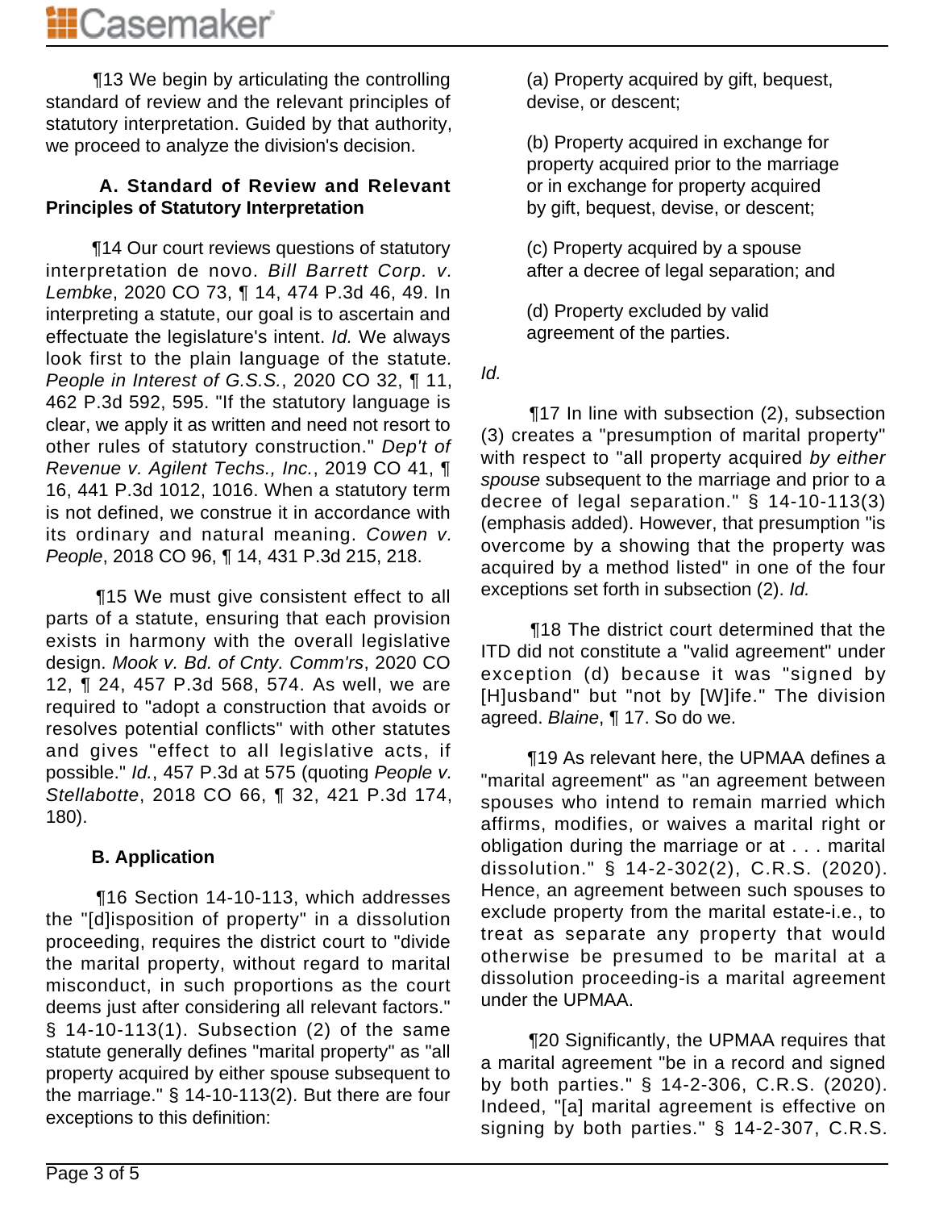¶13 We begin by articulating the controlling standard of review and the relevant principles of statutory interpretation. Guided by that authority, we proceed to analyze the division's decision.

### A. Standard of Review and Relevant Principles of Statutory Interpretation

¶14 Our court reviews questions of statutory interpretation de novo. *Bill Barrett Corp. v. Lembke*, 2020 CO 73, ¶ 14, 474 P.3d 46, 49. In interpreting a statute, our goal is to ascertain and effectuate the legislature's intent. *Id.* We always look first to the plain language of the statute. *People in Interest of G.S.S.*, 2020 CO 32, ¶ 11, 462 P.3d 592, 595. "If the statutory language is clear, we apply it as written and need not resort to other rules of statutory construction." *Dep't of Revenue v. Agilent Techs., Inc.*, 2019 CO 41, ¶ 16, 441 P.3d 1012, 1016. When a statutory term is not defined, we construe it in accordance with its ordinary and natural meaning. *Cowen v. People*, 2018 CO 96, ¶ 14, 431 P.3d 215, 218.

¶15 We must give consistent effect to all parts of a statute, ensuring that each provision exists in harmony with the overall legislative design. *Mook v. Bd. of Cnty. Comm'rs*, 2020 CO 12, ¶ 24, 457 P.3d 568, 574. As well, we are required to "adopt a construction that avoids or resolves potential conflicts" with other statutes and gives "effect to all legislative acts, if possible." *Id.*, 457 P.3d at 575 (quoting *People v. Stellabotte*, 2018 CO 66, ¶ 32, 421 P.3d 174, 180).

### B. Application

¶16 Section 14-10-113, which addresses the "[d]isposition of property" in a dissolution proceeding, requires the district court to "divide the marital property, without regard to marital misconduct, in such proportions as the court deems just after considering all relevant factors." § 14-10-113(1). Subsection (2) of the same statute generally defines "marital property" as "all property acquired by either spouse subsequent to the marriage." § 14-10-113(2). But there are four exceptions to this definition:

> (a) Property acquired by gift, bequest, devise, or descent;
>
> (b) Property acquired in exchange for property acquired prior to the marriage or in exchange for property acquired by gift, bequest, devise, or descent;
>
> (c) Property acquired by a spouse after a decree of legal separation; and
>
> (d) Property excluded by valid agreement of the parties.

*Id.*

¶17 In line with subsection (2), subsection (3) creates a "presumption of marital property" with respect to "all property acquired *by either spouse* subsequent to the marriage and prior to a decree of legal separation." § 14-10-113(3) (emphasis added). However, that presumption "is overcome by a showing that the property was acquired by a method listed" in one of the four exceptions set forth in subsection (2). *Id.*

¶18 The district court determined that the ITD did not constitute a "valid agreement" under exception (d) because it was "signed by [H]usband" but "not by [W]ife." The division agreed. *Blaine*, ¶ 17. So do we.

¶19 As relevant here, the UPMAA defines a "marital agreement" as "an agreement between spouses who intend to remain married which affirms, modifies, or waives a marital right or obligation during the marriage or at . . . marital dissolution." § 14-2-302(2), C.R.S. (2020). Hence, an agreement between such spouses to exclude property from the marital estate-i.e., to treat as separate any property that would otherwise be presumed to be marital at a dissolution proceeding-is a marital agreement under the UPMAA.

¶20 Significantly, the UPMAA requires that a marital agreement "be in a record and signed by both parties." § 14-2-306, C.R.S. (2020). Indeed, "[a] marital agreement is effective on signing by both parties." § 14-2-307, C.R.S.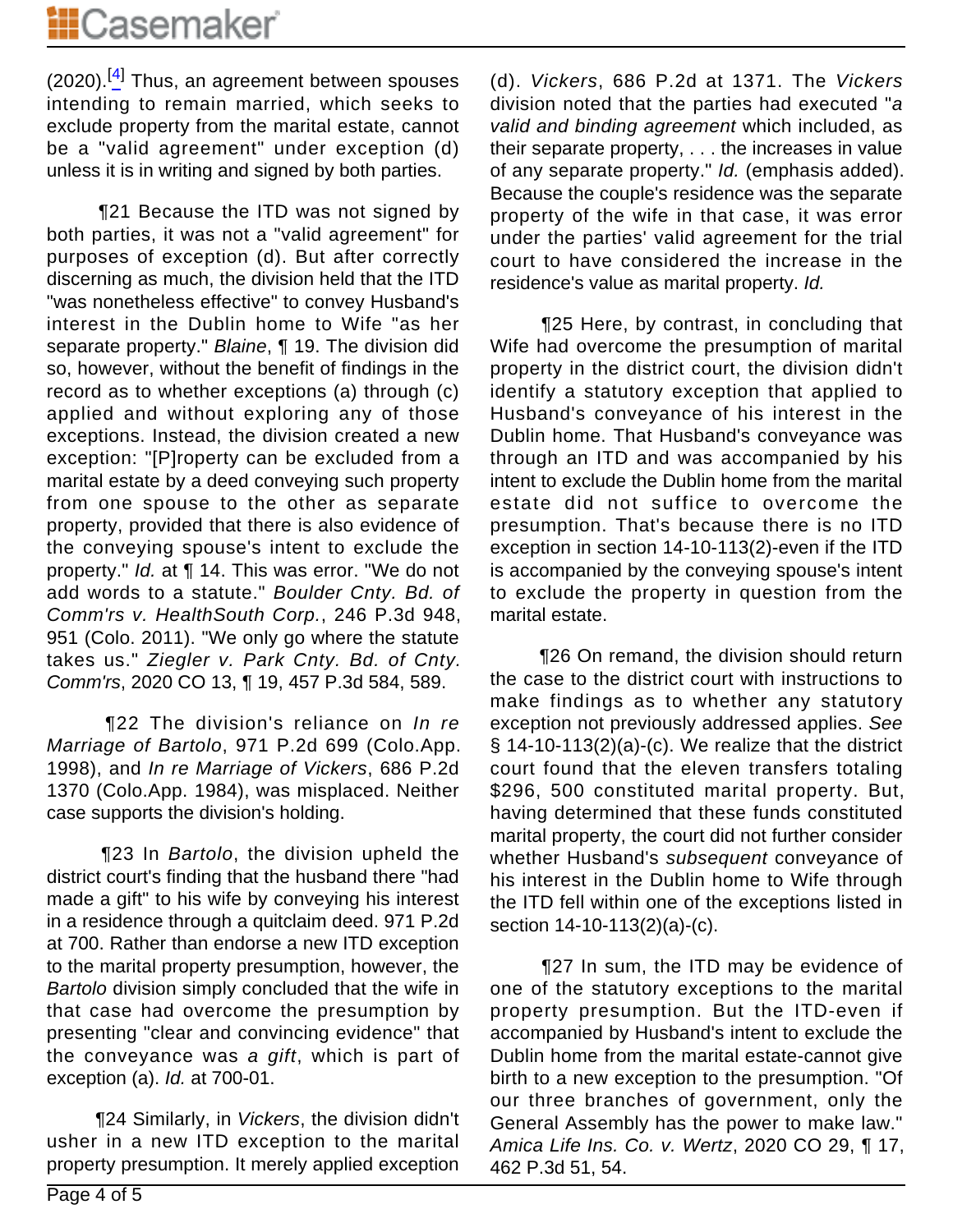(2020).[4] Thus, an agreement between spouses intending to remain married, which seeks to exclude property from the marital estate, cannot be a "valid agreement" under exception (d) unless it is in writing and signed by both parties.

¶21 Because the ITD was not signed by both parties, it was not a "valid agreement" for purposes of exception (d). But after correctly discerning as much, the division held that the ITD "was nonetheless effective" to convey Husband's interest in the Dublin home to Wife "as her separate property." *Blaine*, ¶ 19. The division did so, however, without the benefit of findings in the record as to whether exceptions (a) through (c) applied and without exploring any of those exceptions. Instead, the division created a new exception: "[P]roperty can be excluded from a marital estate by a deed conveying such property from one spouse to the other as separate property, provided that there is also evidence of the conveying spouse's intent to exclude the property." *Id.* at ¶ 14. This was error. "We do not add words to a statute." *Boulder Cnty. Bd. of Comm'rs v. HealthSouth Corp.*, 246 P.3d 948, 951 (Colo. 2011). "We only go where the statute takes us." *Ziegler v. Park Cnty. Bd. of Cnty. Comm'rs*, 2020 CO 13, ¶ 19, 457 P.3d 584, 589.

¶22 The division's reliance on *In re Marriage of Bartolo*, 971 P.2d 699 (Colo.App. 1998), and *In re Marriage of Vickers*, 686 P.2d 1370 (Colo.App. 1984), was misplaced. Neither case supports the division's holding.

¶23 In *Bartolo*, the division upheld the district court's finding that the husband there "had made a gift" to his wife by conveying his interest in a residence through a quitclaim deed. 971 P.2d at 700. Rather than endorse a new ITD exception to the marital property presumption, however, the *Bartolo* division simply concluded that the wife in that case had overcome the presumption by presenting "clear and convincing evidence" that the conveyance was *a gift*, which is part of exception (a). *Id.* at 700-01.

¶24 Similarly, in *Vickers*, the division didn't usher in a new ITD exception to the marital property presumption. It merely applied exception (d). *Vickers*, 686 P.2d at 1371. The *Vickers* division noted that the parties had executed "*a valid and binding agreement* which included, as their separate property, . . . the increases in value of any separate property." *Id.* (emphasis added). Because the couple's residence was the separate property of the wife in that case, it was error under the parties' valid agreement for the trial court to have considered the increase in the residence's value as marital property. *Id.*

¶25 Here, by contrast, in concluding that Wife had overcome the presumption of marital property in the district court, the division didn't identify a statutory exception that applied to Husband's conveyance of his interest in the Dublin home. That Husband's conveyance was through an ITD and was accompanied by his intent to exclude the Dublin home from the marital estate did not suffice to overcome the presumption. That's because there is no ITD exception in section 14-10-113(2)-even if the ITD is accompanied by the conveying spouse's intent to exclude the property in question from the marital estate.

¶26 On remand, the division should return the case to the district court with instructions to make findings as to whether any statutory exception not previously addressed applies. *See* § 14-10-113(2)(a)-(c). We realize that the district court found that the eleven transfers totaling $296, 500 constituted marital property. But, having determined that these funds constituted marital property, the court did not further consider whether Husband's *subsequent* conveyance of his interest in the Dublin home to Wife through the ITD fell within one of the exceptions listed in section 14-10-113(2)(a)-(c).

¶27 In sum, the ITD may be evidence of one of the statutory exceptions to the marital property presumption. But the ITD-even if accompanied by Husband's intent to exclude the Dublin home from the marital estate-cannot give birth to a new exception to the presumption. "Of our three branches of government, only the General Assembly has the power to make law." *Amica Life Ins. Co. v. Wertz*, 2020 CO 29, ¶ 17, 462 P.3d 51, 54.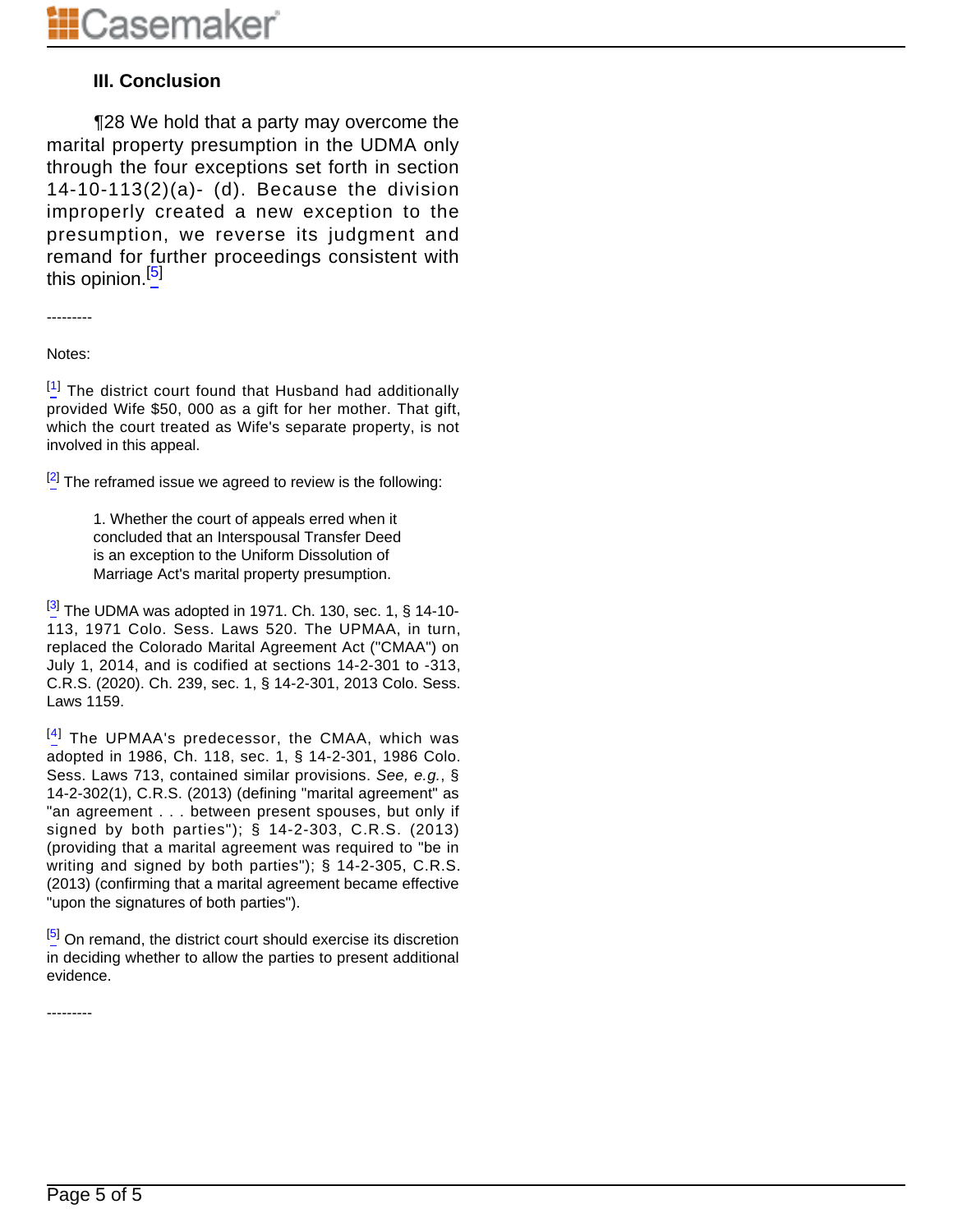### III. Conclusion

¶28 We hold that a party may overcome the marital property presumption in the UDMA only through the four exceptions set forth in section 14-10-113(2)(a)- (d). Because the division improperly created a new exception to the presumption, we reverse its judgment and remand for further proceedings consistent with this opinion.[5]

---------

Notes:

[1] The district court found that Husband had additionally provided Wife $50, 000 as a gift for her mother. That gift, which the court treated as Wife's separate property, is not involved in this appeal.

[2] The reframed issue we agreed to review is the following:

> 1. Whether the court of appeals erred when it concluded that an Interspousal Transfer Deed is an exception to the Uniform Dissolution of Marriage Act's marital property presumption.

[3] The UDMA was adopted in 1971. Ch. 130, sec. 1, § 14-10-113, 1971 Colo. Sess. Laws 520. The UPMAA, in turn, replaced the Colorado Marital Agreement Act ("CMAA") on July 1, 2014, and is codified at sections 14-2-301 to -313, C.R.S. (2020). Ch. 239, sec. 1, § 14-2-301, 2013 Colo. Sess. Laws 1159.

[4] The UPMAA's predecessor, the CMAA, which was adopted in 1986, Ch. 118, sec. 1, § 14-2-301, 1986 Colo. Sess. Laws 713, contained similar provisions. *See, e.g.*, § 14-2-302(1), C.R.S. (2013) (defining "marital agreement" as "an agreement . . . between present spouses, but only if signed by both parties"); § 14-2-303, C.R.S. (2013) (providing that a marital agreement was required to "be in writing and signed by both parties"); § 14-2-305, C.R.S. (2013) (confirming that a marital agreement became effective "upon the signatures of both parties").

[5] On remand, the district court should exercise its discretion in deciding whether to allow the parties to present additional evidence.

---------